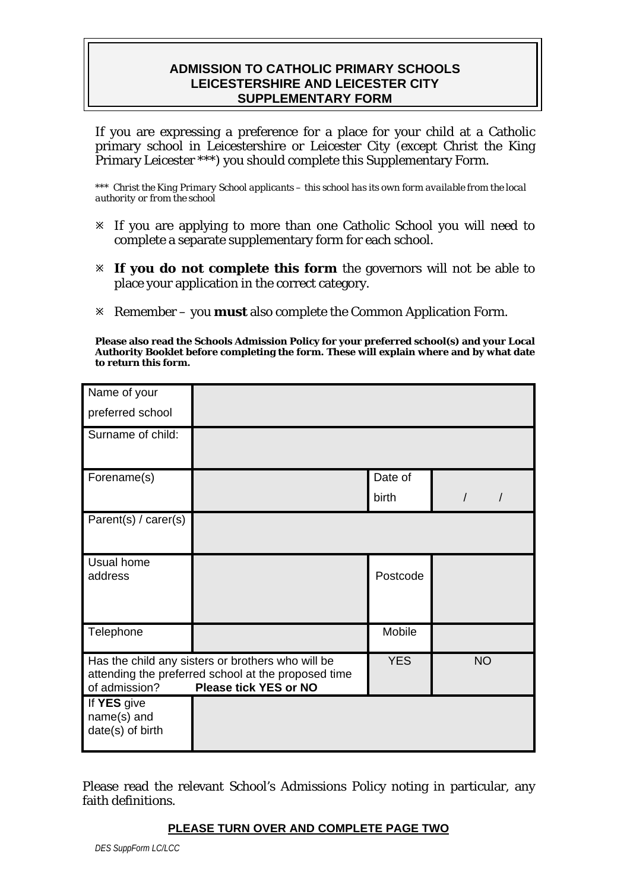# ADMISSION TO CATHOLIC PRIMARY SCHOOLS
## LEICESTERSHIRE AND LEICESTER CITY
## SUPPLEMENTARY FORM

If you are expressing a preference for a place for your child at a Catholic primary school in Leicestershire or Leicester City (except Christ the King Primary Leicester ***) you should complete this Supplementary Form.

*** *Christ the King Primary School applicants – this school has its own form available from the local authority or from the school*

- ※ If you are applying to more than one Catholic School you will need to complete a separate supplementary form for each school.
- ※ **If you do not complete this form** the governors will not be able to place your application in the correct category.
- ※ Remember – you **must** also complete the Common Application Form.

**Please also read the Schools Admission Policy for your preferred school(s) and your Local Authority Booklet before completing the form. These will explain where and by what date to return this form.**

| | | | |
|---|---|---|---|
| Name of your preferred school | | | |
| Surname of child: | | | |
| Forename(s) | | Date of birth | / / |
| Parent(s) / carer(s) | | | |
| Usual home address | | Postcode | |
| Telephone | | Mobile | |
| Has the child any sisters or brothers who will be attending the preferred school at the proposed time of admission? **Please tick YES or NO** | | YES | NO |
| If **YES** give name(s) and date(s) of birth | | | |

Please read the relevant School's Admissions Policy noting in particular, any faith definitions.

**PLEASE TURN OVER AND COMPLETE PAGE TWO**

*DES SuppForm LC/LCC*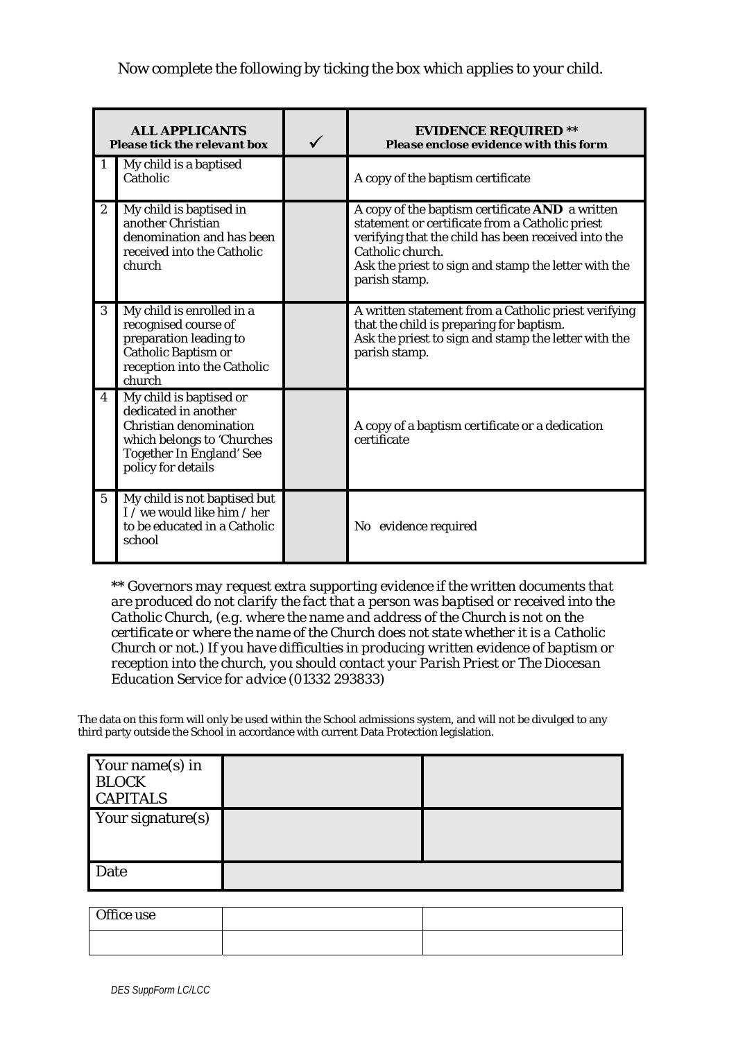Now complete the following by ticking the box which applies to your child.

| | **ALL APPLICANTS** *Please tick the relevant box* | ✓ | **EVIDENCE REQUIRED \*\*** *Please enclose evidence with this form* |
|---|---|---|---|
| 1 | My child is a baptised Catholic | | A copy of the baptism certificate |
| 2 | My child is baptised in another Christian denomination and has been received into the Catholic church | | A copy of the baptism certificate **AND** a written statement or certificate from a Catholic priest verifying that the child has been received into the Catholic church. Ask the priest to sign and stamp the letter with the parish stamp. |
| 3 | My child is enrolled in a recognised course of preparation leading to Catholic Baptism or reception into the Catholic church | | A written statement from a Catholic priest verifying that the child is preparing for baptism. Ask the priest to sign and stamp the letter with the parish stamp. |
| 4 | My child is baptised or dedicated in another Christian denomination which belongs to 'Churches Together In England' See policy for details | | A copy of a baptism certificate or a dedication certificate |
| 5 | My child is not baptised but I / we would like him / her to be educated in a Catholic school | | No evidence required |

*\*\* Governors may request extra supporting evidence if the written documents that are produced do not clarify the fact that a person was baptised or received into the Catholic Church, (e.g. where the name and address of the Church is not on the certificate or where the name of the Church does not state whether it is a Catholic Church or not.) If you have difficulties in producing written evidence of baptism or reception into the church, you should contact your Parish Priest or The Diocesan Education Service for advice (01332 293833)*

The data on this form will only be used within the School admissions system, and will not be divulged to any third party outside the School in accordance with current Data Protection legislation.

| | | |
|---|---|---|
| Your name(s) in BLOCK CAPITALS | | |
| Your signature(s) | | |
| Date | | |

| | | |
|---|---|---|
| Office use | | |
| | | |

*DES SuppForm LC/LCC*